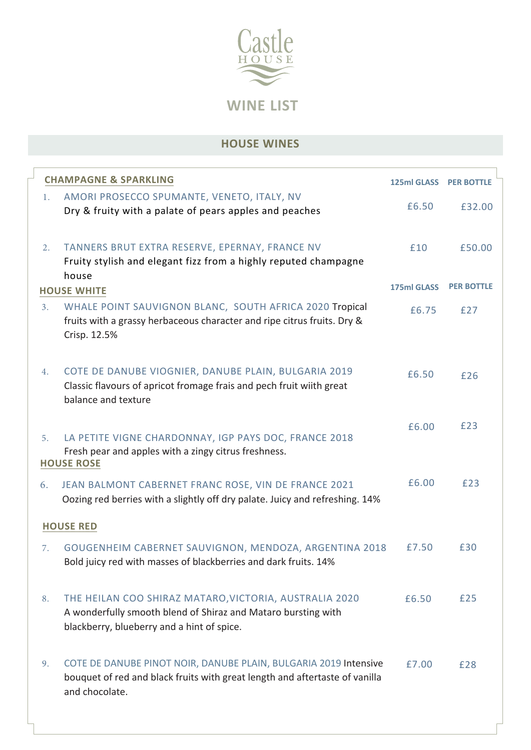# Castle HOUSE

## WINE LIST

## HOUSE WINES

### CHAMPAGNE & SPARKLING

| | | 125ml GLASS | PER BOTTLE |
|---|---|---|---|
| 1. | AMORI PROSECCO SPUMANTE, VENETO, ITALY, NV<br>Dry & fruity with a palate of pears apples and peaches | £6.50 | £32.00 |
| 2. | TANNERS BRUT EXTRA RESERVE, EPERNAY, FRANCE NV<br>Fruity stylish and elegant fizz from a highly reputed champagne house | £10 | £50.00 |

### HOUSE WHITE

| | | 175ml GLASS | PER BOTTLE |
|---|---|---|---|
| 3. | WHALE POINT SAUVIGNON BLANC, SOUTH AFRICA 2020 Tropical fruits with a grassy herbaceous character and ripe citrus fruits. Dry & Crisp. 12.5% | £6.75 | £27 |
| 4. | COTE DE DANUBE VIOGNIER, DANUBE PLAIN, BULGARIA 2019<br>Classic flavours of apricot fromage frais and pech fruit wiith great balance and texture | £6.50 | £26 |
| 5. | LA PETITE VIGNE CHARDONNAY, IGP PAYS DOC, FRANCE 2018<br>Fresh pear and apples with a zingy citrus freshness. | £6.00 | £23 |

### HOUSE ROSE

| | | | |
|---|---|---|---|
| 6. | JEAN BALMONT CABERNET FRANC ROSE, VIN DE FRANCE 2021<br>Oozing red berries with a slightly off dry palate. Juicy and refreshing. 14% | £6.00 | £23 |

### HOUSE RED

| | | | |
|---|---|---|---|
| 7. | GOUGENHEIM CABERNET SAUVIGNON, MENDOZA, ARGENTINA 2018<br>Bold juicy red with masses of blackberries and dark fruits. 14% | £7.50 | £30 |
| 8. | THE HEILAN COO SHIRAZ MATARO,VICTORIA, AUSTRALIA 2020<br>A wonderfully smooth blend of Shiraz and Mataro bursting with blackberry, blueberry and a hint of spice. | £6.50 | £25 |
| 9. | COTE DE DANUBE PINOT NOIR, DANUBE PLAIN, BULGARIA 2019 Intensive bouquet of red and black fruits with great length and aftertaste of vanilla and chocolate. | £7.00 | £28 |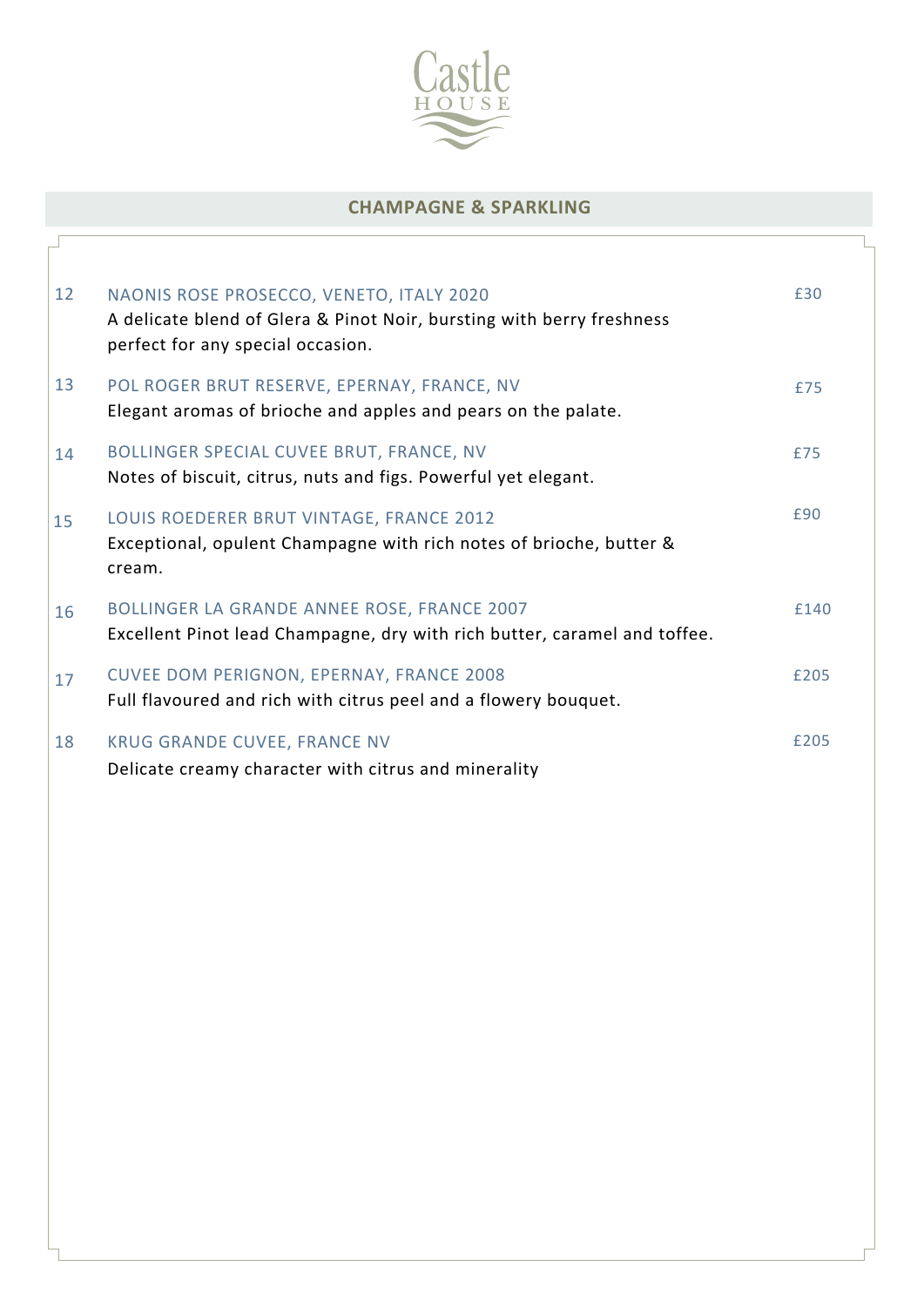Castle HOUSE

## CHAMPAGNE & SPARKLING

| No. | Wine | Price |
|---|---|---|
| 12 | NAONIS ROSE PROSECCO, VENETO, ITALY 2020<br>A delicate blend of Glera & Pinot Noir, bursting with berry freshness perfect for any special occasion. | £30 |
| 13 | POL ROGER BRUT RESERVE, EPERNAY, FRANCE, NV<br>Elegant aromas of brioche and apples and pears on the palate. | £75 |
| 14 | BOLLINGER SPECIAL CUVEE BRUT, FRANCE, NV<br>Notes of biscuit, citrus, nuts and figs. Powerful yet elegant. | £75 |
| 15 | LOUIS ROEDERER BRUT VINTAGE, FRANCE 2012<br>Exceptional, opulent Champagne with rich notes of brioche, butter & cream. | £90 |
| 16 | BOLLINGER LA GRANDE ANNEE ROSE, FRANCE 2007<br>Excellent Pinot lead Champagne, dry with rich butter, caramel and toffee. | £140 |
| 17 | CUVEE DOM PERIGNON, EPERNAY, FRANCE 2008<br>Full flavoured and rich with citrus peel and a flowery bouquet. | £205 |
| 18 | KRUG GRANDE CUVEE, FRANCE NV<br>Delicate creamy character with citrus and minerality | £205 |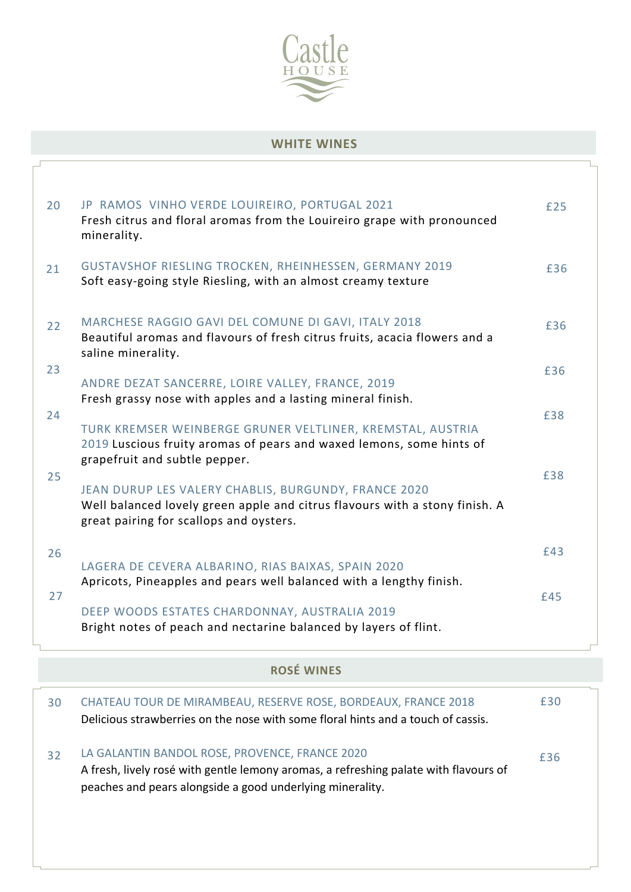Castle HOUSE

## WHITE WINES

20 JP RAMOS VINHO VERDE LOUIREIRO, PORTUGAL 2021 — £25
Fresh citrus and floral aromas from the Loureiro grape with pronounced minerality.

21 GUSTAVSHOF RIESLING TROCKEN, RHEINHESSEN, GERMANY 2019 — £36
Soft easy-going style Riesling, with an almost creamy texture

22 MARCHESE RAGGIO GAVI DEL COMUNE DI GAVI, ITALY 2018 — £36
Beautiful aromas and flavours of fresh citrus fruits, acacia flowers and a saline minerality.

23 ANDRE DEZAT SANCERRE, LOIRE VALLEY, FRANCE, 2019 — £36
Fresh grassy nose with apples and a lasting mineral finish.

24 TURK KREMSER WEINBERGE GRUNER VELTLINER, KREMSTAL, AUSTRIA 2019 — £38
Luscious fruity aromas of pears and waxed lemons, some hints of grapefruit and subtle pepper.

25 JEAN DURUP LES VALERY CHABLIS, BURGUNDY, FRANCE 2020 — £38
Well balanced lovely green apple and citrus flavours with a stony finish. A great pairing for scallops and oysters.

26 LAGERA DE CEVERA ALBARINO, RIAS BAIXAS, SPAIN 2020 — £43
Apricots, Pineapples and pears well balanced with a lengthy finish.

27 DEEP WOODS ESTATES CHARDONNAY, AUSTRALIA 2019 — £45
Bright notes of peach and nectarine balanced by layers of flint.

## ROSÉ WINES

30 CHATEAU TOUR DE MIRAMBEAU, RESERVE ROSE, BORDEAUX, FRANCE 2018 — £30
Delicious strawberries on the nose with some floral hints and a touch of cassis.

32 LA GALANTIN BANDOL ROSE, PROVENCE, FRANCE 2020 — £36
A fresh, lively rosé with gentle lemony aromas, a refreshing palate with flavours of peaches and pears alongside a good underlying minerality.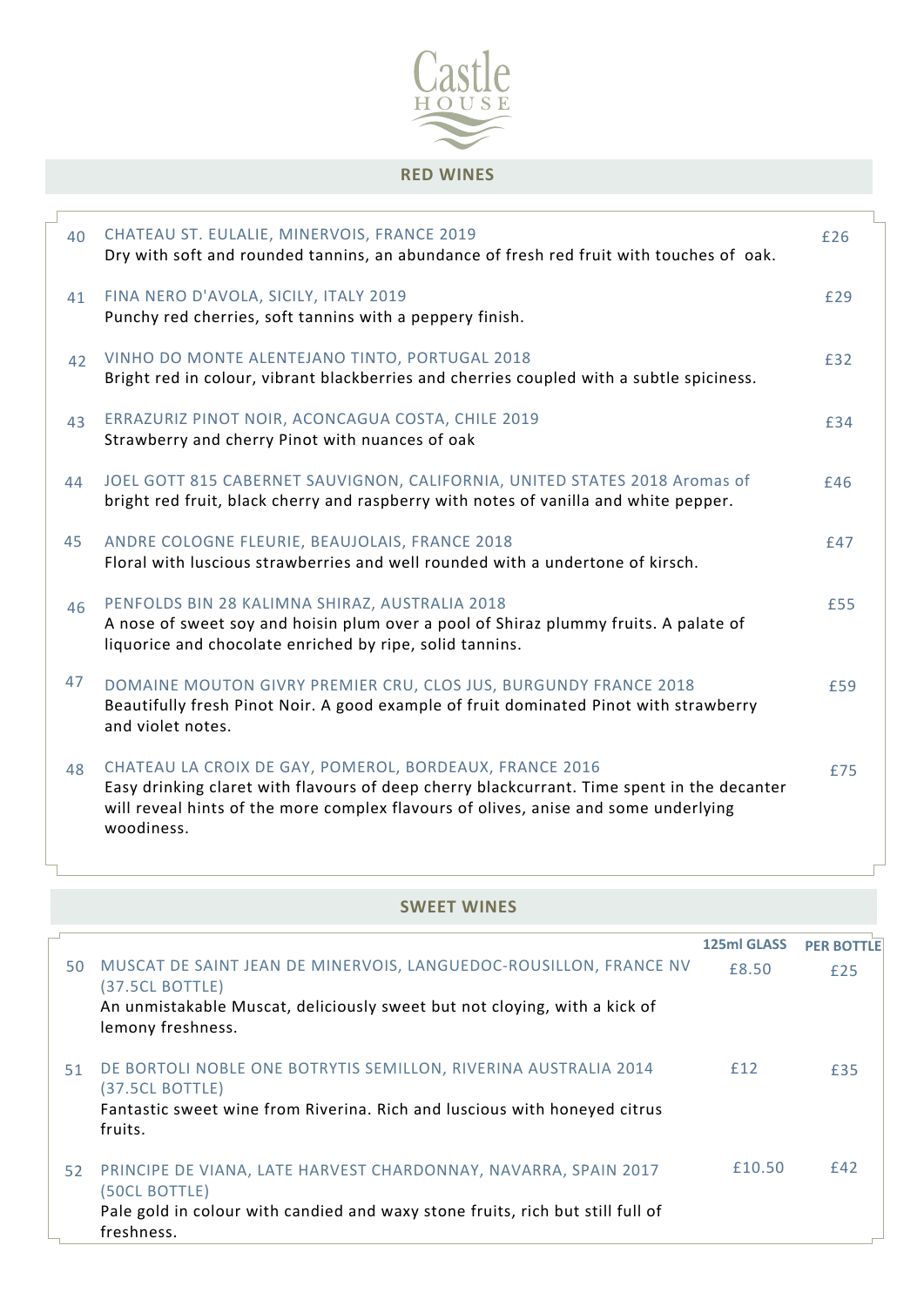Castle HOUSE

## RED WINES

40 CHATEAU ST. EULALIE, MINERVOIS, FRANCE 2019 — £26
Dry with soft and rounded tannins, an abundance of fresh red fruit with touches of oak.

41 FINA NERO D'AVOLA, SICILY, ITALY 2019 — £29
Punchy red cherries, soft tannins with a peppery finish.

42 VINHO DO MONTE ALENTEJANO TINTO, PORTUGAL 2018 — £32
Bright red in colour, vibrant blackberries and cherries coupled with a subtle spiciness.

43 ERRAZURIZ PINOT NOIR, ACONCAGUA COSTA, CHILE 2019 — £34
Strawberry and cherry Pinot with nuances of oak

44 JOEL GOTT 815 CABERNET SAUVIGNON, CALIFORNIA, UNITED STATES 2018 — £46
Aromas of bright red fruit, black cherry and raspberry with notes of vanilla and white pepper.

45 ANDRE COLOGNE FLEURIE, BEAUJOLAIS, FRANCE 2018 — £47
Floral with luscious strawberries and well rounded with a undertone of kirsch.

46 PENFOLDS BIN 28 KALIMNA SHIRAZ, AUSTRALIA 2018 — £55
A nose of sweet soy and hoisin plum over a pool of Shiraz plummy fruits. A palate of liquorice and chocolate enriched by ripe, solid tannins.

47 DOMAINE MOUTON GIVRY PREMIER CRU, CLOS JUS, BURGUNDY FRANCE 2018 — £59
Beautifully fresh Pinot Noir. A good example of fruit dominated Pinot with strawberry and violet notes.

48 CHATEAU LA CROIX DE GAY, POMEROL, BORDEAUX, FRANCE 2016 — £75
Easy drinking claret with flavours of deep cherry blackcurrant. Time spent in the decanter will reveal hints of the more complex flavours of olives, anise and some underlying woodiness.

## SWEET WINES

| | | 125ml GLASS | PER BOTTLE |
|---|---|---|---|
| 50 | MUSCAT DE SAINT JEAN DE MINERVOIS, LANGUEDOC-ROUSILLON, FRANCE NV (37.5CL BOTTLE)<br>An unmistakable Muscat, deliciously sweet but not cloying, with a kick of lemony freshness. | £8.50 | £25 |
| 51 | DE BORTOLI NOBLE ONE BOTRYTIS SEMILLON, RIVERINA AUSTRALIA 2014 (37.5CL BOTTLE)<br>Fantastic sweet wine from Riverina. Rich and luscious with honeyed citrus fruits. | £12 | £35 |
| 52 | PRINCIPE DE VIANA, LATE HARVEST CHARDONNAY, NAVARRA, SPAIN 2017 (50CL BOTTLE)<br>Pale gold in colour with candied and waxy stone fruits, rich but still full of freshness. | £10.50 | £42 |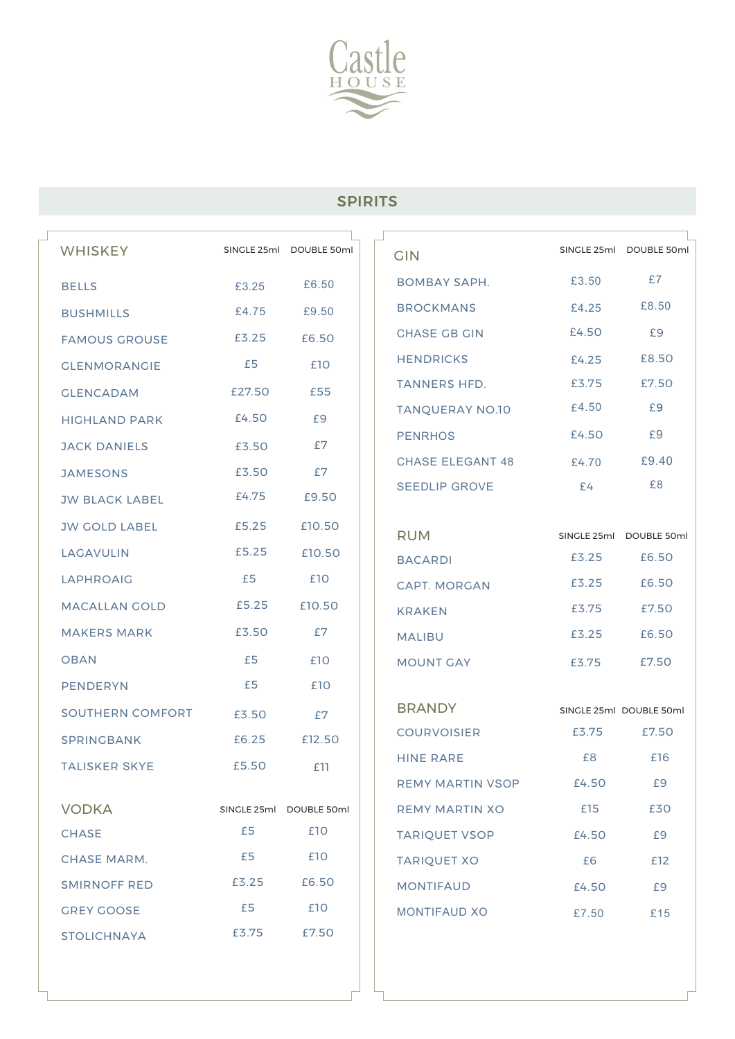Castle HOUSE

## SPIRITS

| WHISKEY | SINGLE 25ml | DOUBLE 50ml |
|---|---|---|
| BELLS | £3.25 | £6.50 |
| BUSHMILLS | £4.75 | £9.50 |
| FAMOUS GROUSE | £3.25 | £6.50 |
| GLENMORANGIE | £5 | £10 |
| GLENCADAM | £27.50 | £55 |
| HIGHLAND PARK | £4.50 | £9 |
| JACK DANIELS | £3.50 | £7 |
| JAMESONS | £3.50 | £7 |
| JW BLACK LABEL | £4.75 | £9.50 |
| JW GOLD LABEL | £5.25 | £10.50 |
| LAGAVULIN | £5.25 | £10.50 |
| LAPHROAIG | £5 | £10 |
| MACALLAN GOLD | £5.25 | £10.50 |
| MAKERS MARK | £3.50 | £7 |
| OBAN | £5 | £10 |
| PENDERYN | £5 | £10 |
| SOUTHERN COMFORT | £3.50 | £7 |
| SPRINGBANK | £6.25 | £12.50 |
| TALISKER SKYE | £5.50 | £11 |

| VODKA | SINGLE 25ml | DOUBLE 50ml |
|---|---|---|
| CHASE | £5 | £10 |
| CHASE MARM. | £5 | £10 |
| SMIRNOFF RED | £3.25 | £6.50 |
| GREY GOOSE | £5 | £10 |
| STOLICHNAYA | £3.75 | £7.50 |

| GIN | SINGLE 25ml | DOUBLE 50ml |
|---|---|---|
| BOMBAY SAPH. | £3.50 | £7 |
| BROCKMANS | £4.25 | £8.50 |
| CHASE GB GIN | £4.50 | £9 |
| HENDRICKS | £4.25 | £8.50 |
| TANNERS HFD. | £3.75 | £7.50 |
| TANQUERAY NO.10 | £4.50 | £9 |
| PENRHOS | £4.50 | £9 |
| CHASE ELEGANT 48 | £4.70 | £9.40 |
| SEEDLIP GROVE | £4 | £8 |

| RUM | SINGLE 25ml | DOUBLE 50ml |
|---|---|---|
| BACARDI | £3.25 | £6.50 |
| CAPT. MORGAN | £3.25 | £6.50 |
| KRAKEN | £3.75 | £7.50 |
| MALIBU | £3.25 | £6.50 |
| MOUNT GAY | £3.75 | £7.50 |

| BRANDY | SINGLE 25ml | DOUBLE 50ml |
|---|---|---|
| COURVOISIER | £3.75 | £7.50 |
| HINE RARE | £8 | £16 |
| REMY MARTIN VSOP | £4.50 | £9 |
| REMY MARTIN XO | £15 | £30 |
| TARIQUET VSOP | £4.50 | £9 |
| TARIQUET XO | £6 | £12 |
| MONTIFAUD | £4.50 | £9 |
| MONTIFAUD XO | £7.50 | £15 |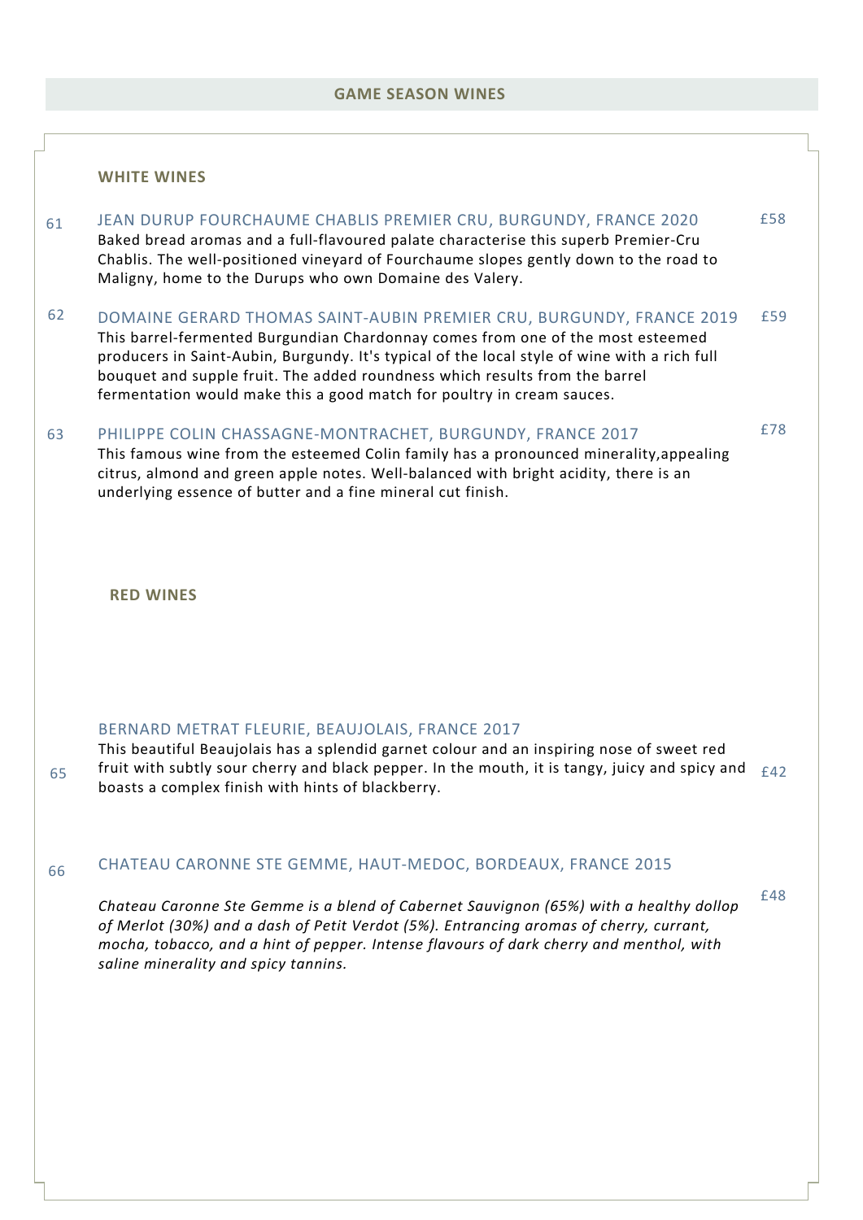## GAME SEASON WINES

### WHITE WINES

61 JEAN DURUP FOURCHAUME CHABLIS PREMIER CRU, BURGUNDY, FRANCE 2020 — £58

Baked bread aromas and a full-flavoured palate characterise this superb Premier-Cru Chablis. The well-positioned vineyard of Fourchaume slopes gently down to the road to Maligny, home to the Durups who own Domaine des Valery.

62 DOMAINE GERARD THOMAS SAINT-AUBIN PREMIER CRU, BURGUNDY, FRANCE 2019 — £59

This barrel-fermented Burgundian Chardonnay comes from one of the most esteemed producers in Saint-Aubin, Burgundy. It's typical of the local style of wine with a rich full bouquet and supple fruit. The added roundness which results from the barrel fermentation would make this a good match for poultry in cream sauces.

63 PHILIPPE COLIN CHASSAGNE-MONTRACHET, BURGUNDY, FRANCE 2017 — £78

This famous wine from the esteemed Colin family has a pronounced minerality,appealing citrus, almond and green apple notes. Well-balanced with bright acidity, there is an underlying essence of butter and a fine mineral cut finish.

### RED WINES

65 BERNARD METRAT FLEURIE, BEAUJOLAIS, FRANCE 2017 — £42

This beautiful Beaujolais has a splendid garnet colour and an inspiring nose of sweet red fruit with subtly sour cherry and black pepper. In the mouth, it is tangy, juicy and spicy and boasts a complex finish with hints of blackberry.

66 CHATEAU CARONNE STE GEMME, HAUT-MEDOC, BORDEAUX, FRANCE 2015 — £48

*Chateau Caronne Ste Gemme is a blend of Cabernet Sauvignon (65%) with a healthy dollop of Merlot (30%) and a dash of Petit Verdot (5%). Entrancing aromas of cherry, currant, mocha, tobacco, and a hint of pepper. Intense flavours of dark cherry and menthol, with saline minerality and spicy tannins.*